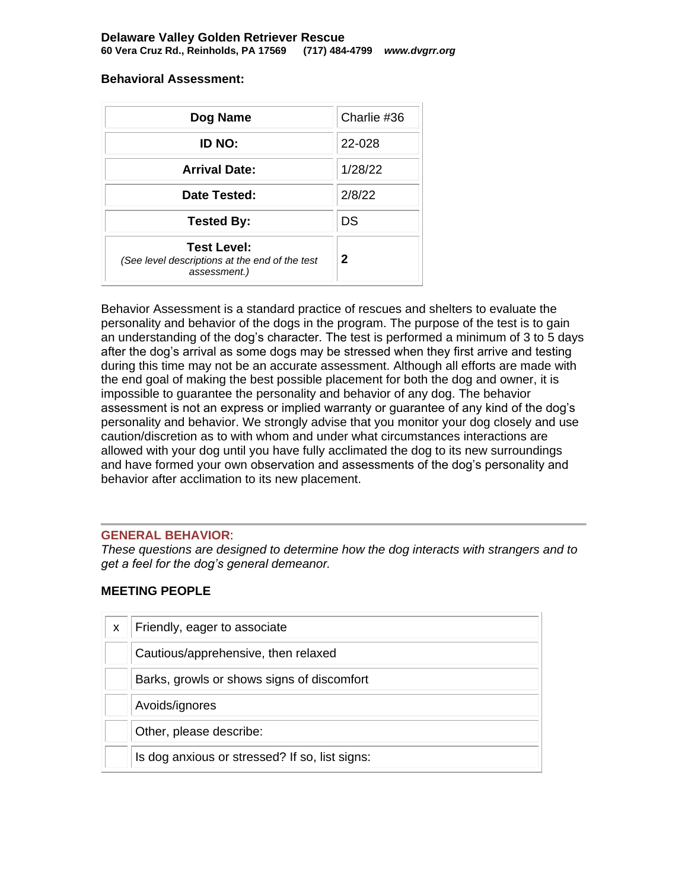**Delaware Valley Golden Retriever Rescue**
**60 Vera Cruz Rd., Reinholds, PA 17569 (717) 484-4799 *www.dvgrr.org***

**Behavioral Assessment:**

| **Dog Name** | Charlie #36 |
|---|---|
| **ID NO:** | 22-028 |
| **Arrival Date:** | 1/28/22 |
| **Date Tested:** | 2/8/22 |
| **Tested By:** | DS |
| **Test Level:** *(See level descriptions at the end of the test assessment.)* | **2** |

Behavior Assessment is a standard practice of rescues and shelters to evaluate the personality and behavior of the dogs in the program. The purpose of the test is to gain an understanding of the dog's character. The test is performed a minimum of 3 to 5 days after the dog's arrival as some dogs may be stressed when they first arrive and testing during this time may not be an accurate assessment. Although all efforts are made with the end goal of making the best possible placement for both the dog and owner, it is impossible to guarantee the personality and behavior of any dog. The behavior assessment is not an express or implied warranty or guarantee of any kind of the dog's personality and behavior. We strongly advise that you monitor your dog closely and use caution/discretion as to with whom and under what circumstances interactions are allowed with your dog until you have fully acclimated the dog to its new surroundings and have formed your own observation and assessments of the dog's personality and behavior after acclimation to its new placement.

---

## GENERAL BEHAVIOR:

*These questions are designed to determine how the dog interacts with strangers and to get a feel for the dog's general demeanor.*

### MEETING PEOPLE

| | |
|---|---|
| x | Friendly, eager to associate |
| | Cautious/apprehensive, then relaxed |
| | Barks, growls or shows signs of discomfort |
| | Avoids/ignores |
| | Other, please describe: |
| | Is dog anxious or stressed? If so, list signs: |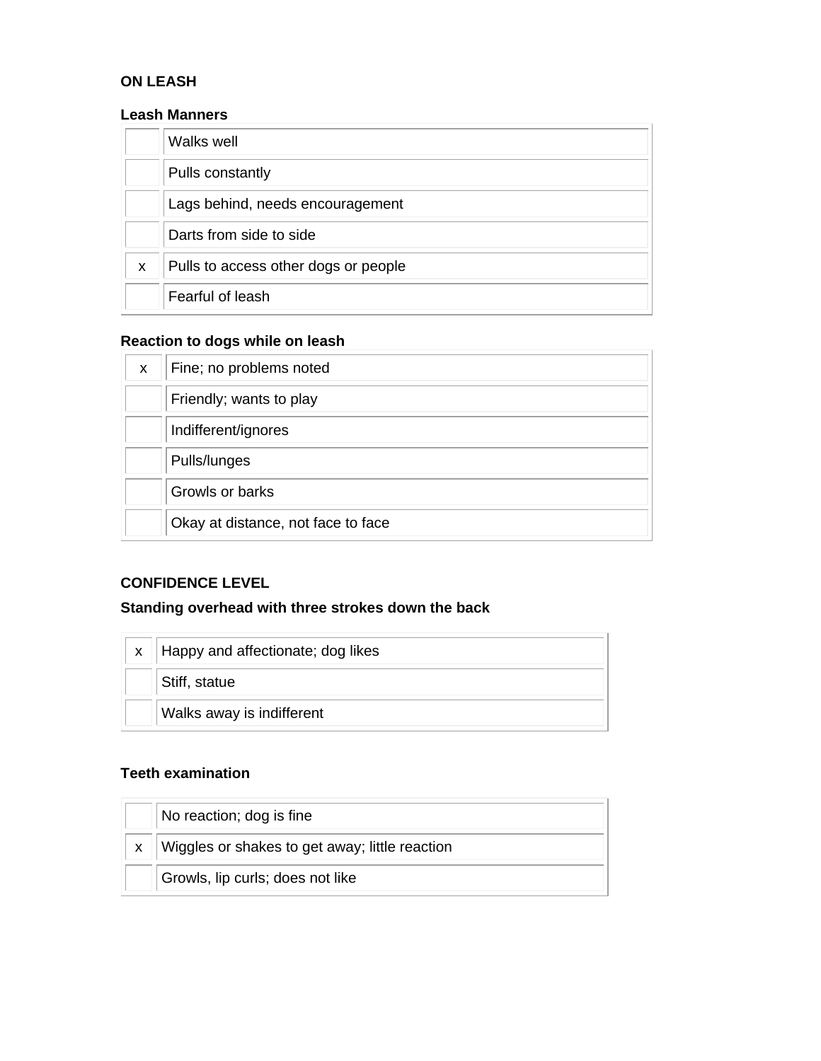## ON LEASH

### Leash Manners

| | |
|---|---|
| | Walks well |
| | Pulls constantly |
| | Lags behind, needs encouragement |
| | Darts from side to side |
| x | Pulls to access other dogs or people |
| | Fearful of leash |

### Reaction to dogs while on leash

| | |
|---|---|
| x | Fine; no problems noted |
| | Friendly; wants to play |
| | Indifferent/ignores |
| | Pulls/lunges |
| | Growls or barks |
| | Okay at distance, not face to face |

## CONFIDENCE LEVEL

### Standing overhead with three strokes down the back

| | |
|---|---|
| x | Happy and affectionate; dog likes |
| | Stiff, statue |
| | Walks away is indifferent |

### Teeth examination

| | |
|---|---|
| | No reaction; dog is fine |
| x | Wiggles or shakes to get away; little reaction |
| | Growls, lip curls; does not like |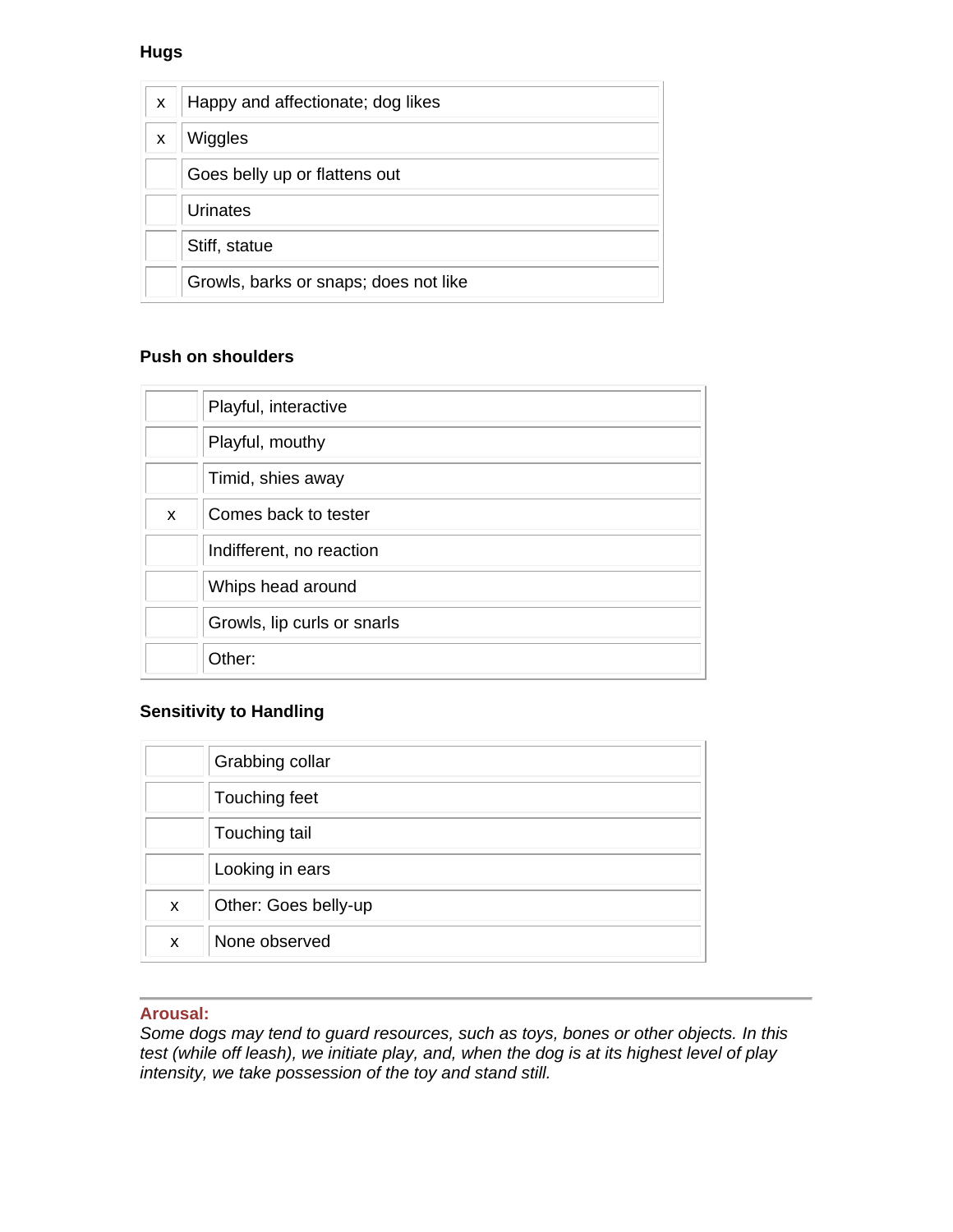**Hugs**

| | |
|---|---|
| x | Happy and affectionate; dog likes |
| x | Wiggles |
| | Goes belly up or flattens out |
| | Urinates |
| | Stiff, statue |
| | Growls, barks or snaps; does not like |

**Push on shoulders**

| | |
|---|---|
| | Playful, interactive |
| | Playful, mouthy |
| | Timid, shies away |
| x | Comes back to tester |
| | Indifferent, no reaction |
| | Whips head around |
| | Growls, lip curls or snarls |
| | Other: |

**Sensitivity to Handling**

| | |
|---|---|
| | Grabbing collar |
| | Touching feet |
| | Touching tail |
| | Looking in ears |
| x | Other: Goes belly-up |
| x | None observed |

---

**Arousal:**

*Some dogs may tend to guard resources, such as toys, bones or other objects. In this test (while off leash), we initiate play, and, when the dog is at its highest level of play intensity, we take possession of the toy and stand still.*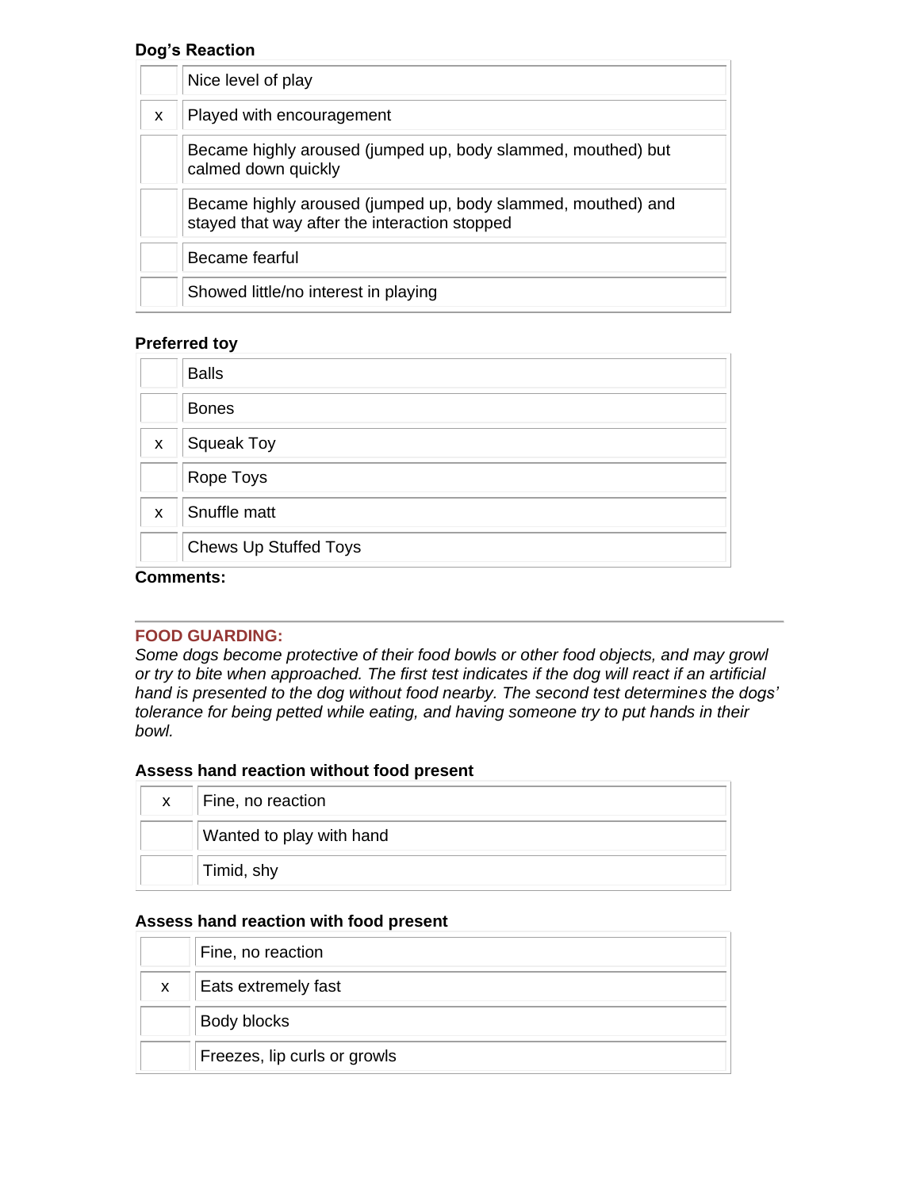**Dog's Reaction**

| | |
|---|---|
| | Nice level of play |
| x | Played with encouragement |
| | Became highly aroused (jumped up, body slammed, mouthed) but calmed down quickly |
| | Became highly aroused (jumped up, body slammed, mouthed) and stayed that way after the interaction stopped |
| | Became fearful |
| | Showed little/no interest in playing |

**Preferred toy**

| | |
|---|---|
| | Balls |
| | Bones |
| x | Squeak Toy |
| | Rope Toys |
| x | Snuffle matt |
| | Chews Up Stuffed Toys |

**Comments:**

---

## FOOD GUARDING:

*Some dogs become protective of their food bowls or other food objects, and may growl or try to bite when approached. The first test indicates if the dog will react if an artificial hand is presented to the dog without food nearby. The second test determines the dogs' tolerance for being petted while eating, and having someone try to put hands in their bowl.*

**Assess hand reaction without food present**

| | |
|---|---|
| x | Fine, no reaction |
| | Wanted to play with hand |
| | Timid, shy |

**Assess hand reaction with food present**

| | |
|---|---|
| | Fine, no reaction |
| x | Eats extremely fast |
| | Body blocks |
| | Freezes, lip curls or growls |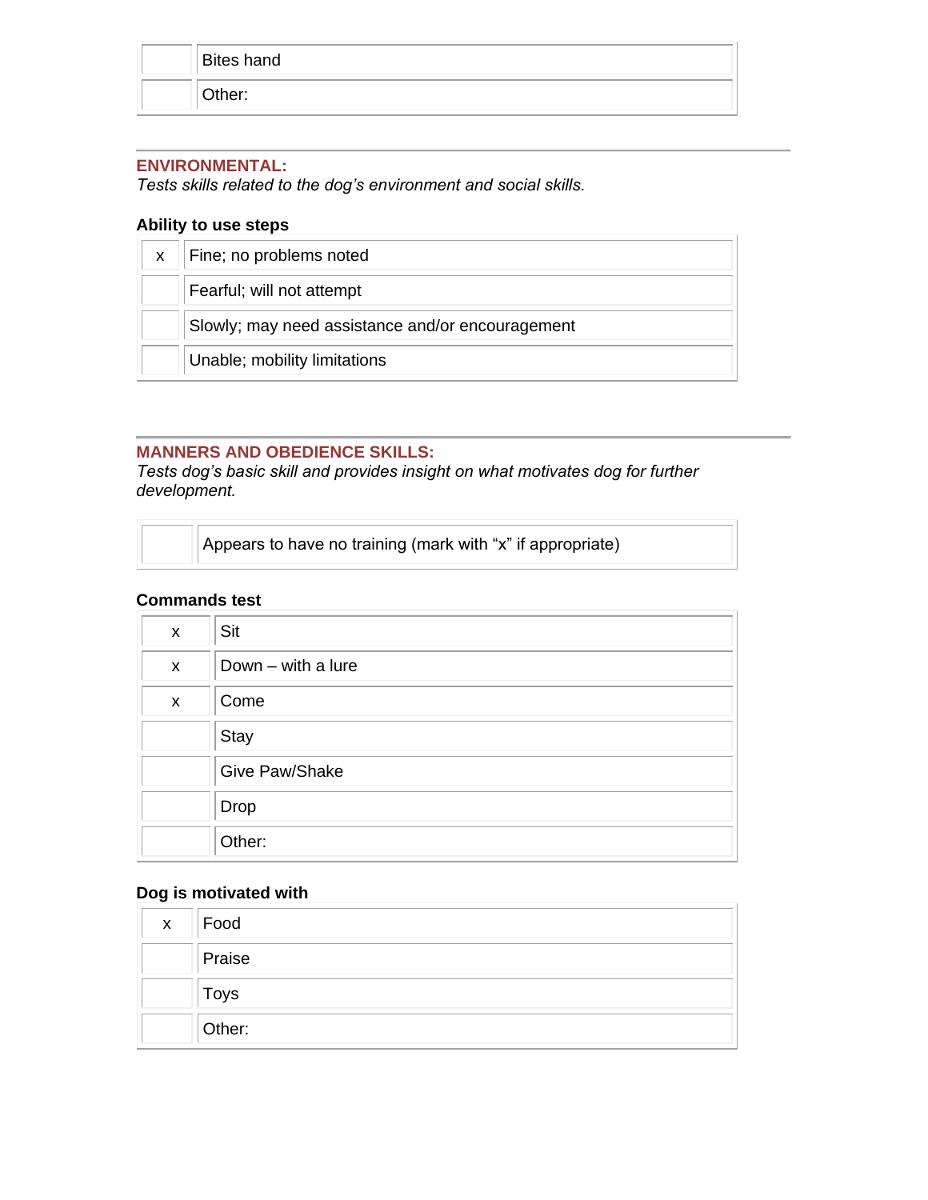| | |
|---|---|
| | Bites hand |
| | Other: |

---

## ENVIRONMENTAL:

*Tests skills related to the dog's environment and social skills.*

**Ability to use steps**

| | |
|---|---|
| x | Fine; no problems noted |
| | Fearful; will not attempt |
| | Slowly; may need assistance and/or encouragement |
| | Unable; mobility limitations |

---

## MANNERS AND OBEDIENCE SKILLS:

*Tests dog's basic skill and provides insight on what motivates dog for further development.*

| | |
|---|---|
| | Appears to have no training (mark with "x" if appropriate) |

**Commands test**

| | |
|---|---|
| x | Sit |
| x | Down – with a lure |
| x | Come |
| | Stay |
| | Give Paw/Shake |
| | Drop |
| | Other: |

**Dog is motivated with**

| | |
|---|---|
| x | Food |
| | Praise |
| | Toys |
| | Other: |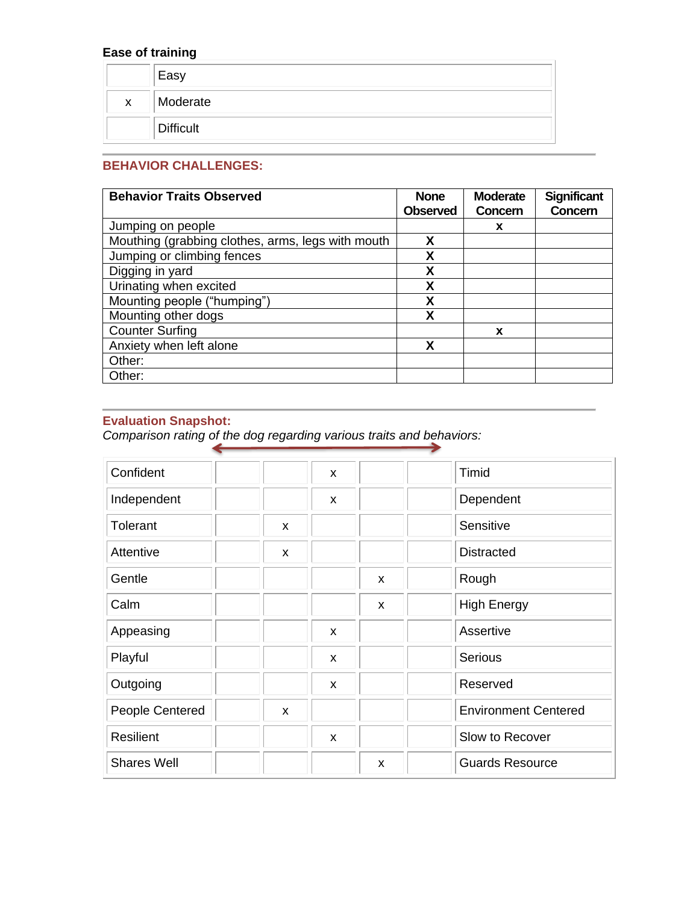**Ease of training**

| | |
|---|---|
| | Easy |
| x | Moderate |
| | Difficult |

## BEHAVIOR CHALLENGES:

| Behavior Traits Observed | None Observed | Moderate Concern | Significant Concern |
|---|---|---|---|
| Jumping on people | | x | |
| Mouthing (grabbing clothes, arms, legs with mouth | X | | |
| Jumping or climbing fences | X | | |
| Digging in yard | X | | |
| Urinating when excited | X | | |
| Mounting people ("humping") | X | | |
| Mounting other dogs | X | | |
| Counter Surfing | | x | |
| Anxiety when left alone | X | | |
| Other: | | | |
| Other: | | | |

## Evaluation Snapshot:

*Comparison rating of the dog regarding various traits and behaviors:*

| | | | | | | |
|---|---|---|---|---|---|---|
| Confident | | | x | | | Timid |
| Independent | | | x | | | Dependent |
| Tolerant | | x | | | | Sensitive |
| Attentive | | x | | | | Distracted |
| Gentle | | | | x | | Rough |
| Calm | | | | x | | High Energy |
| Appeasing | | | x | | | Assertive |
| Playful | | | x | | | Serious |
| Outgoing | | | x | | | Reserved |
| People Centered | | x | | | | Environment Centered |
| Resilient | | | x | | | Slow to Recover |
| Shares Well | | | | x | | Guards Resource |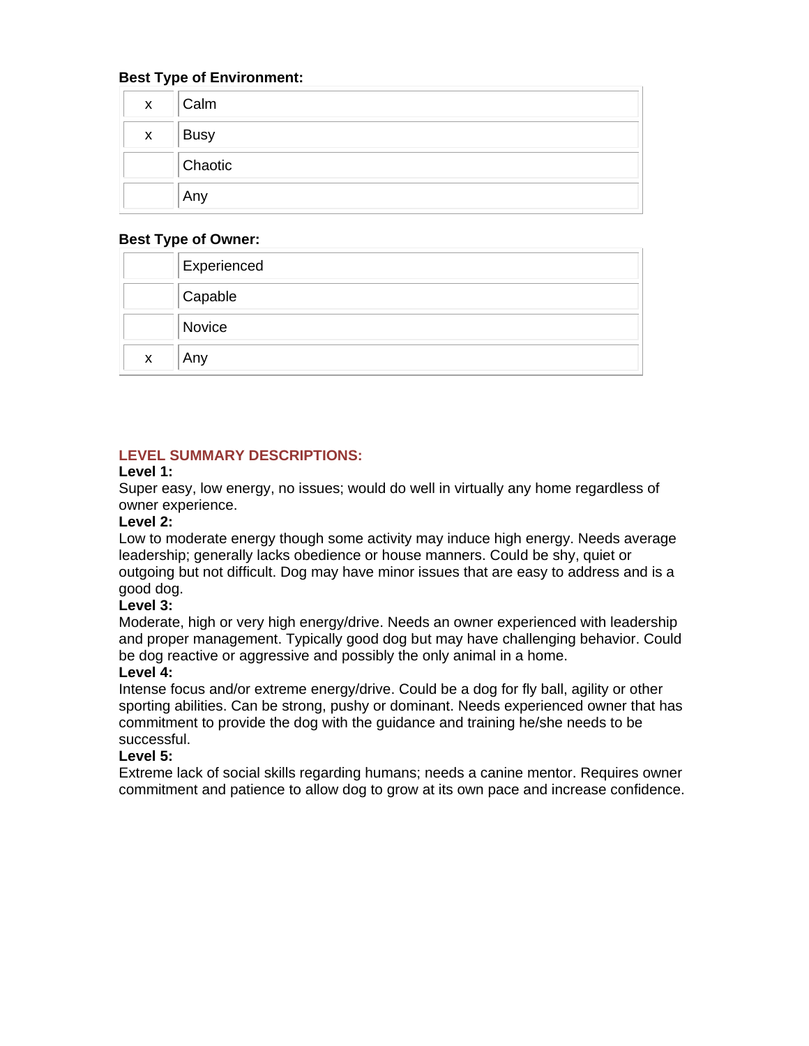**Best Type of Environment:**

| | |
|---|---|
| x | Calm |
| x | Busy |
| | Chaotic |
| | Any |

**Best Type of Owner:**

| | |
|---|---|
| | Experienced |
| | Capable |
| | Novice |
| x | Any |

**LEVEL SUMMARY DESCRIPTIONS:**

**Level 1:**
Super easy, low energy, no issues; would do well in virtually any home regardless of owner experience.

**Level 2:**
Low to moderate energy though some activity may induce high energy. Needs average leadership; generally lacks obedience or house manners. Could be shy, quiet or outgoing but not difficult. Dog may have minor issues that are easy to address and is a good dog.

**Level 3:**
Moderate, high or very high energy/drive. Needs an owner experienced with leadership and proper management. Typically good dog but may have challenging behavior. Could be dog reactive or aggressive and possibly the only animal in a home.

**Level 4:**
Intense focus and/or extreme energy/drive. Could be a dog for fly ball, agility or other sporting abilities. Can be strong, pushy or dominant. Needs experienced owner that has commitment to provide the dog with the guidance and training he/she needs to be successful.

**Level 5:**
Extreme lack of social skills regarding humans; needs a canine mentor. Requires owner commitment and patience to allow dog to grow at its own pace and increase confidence.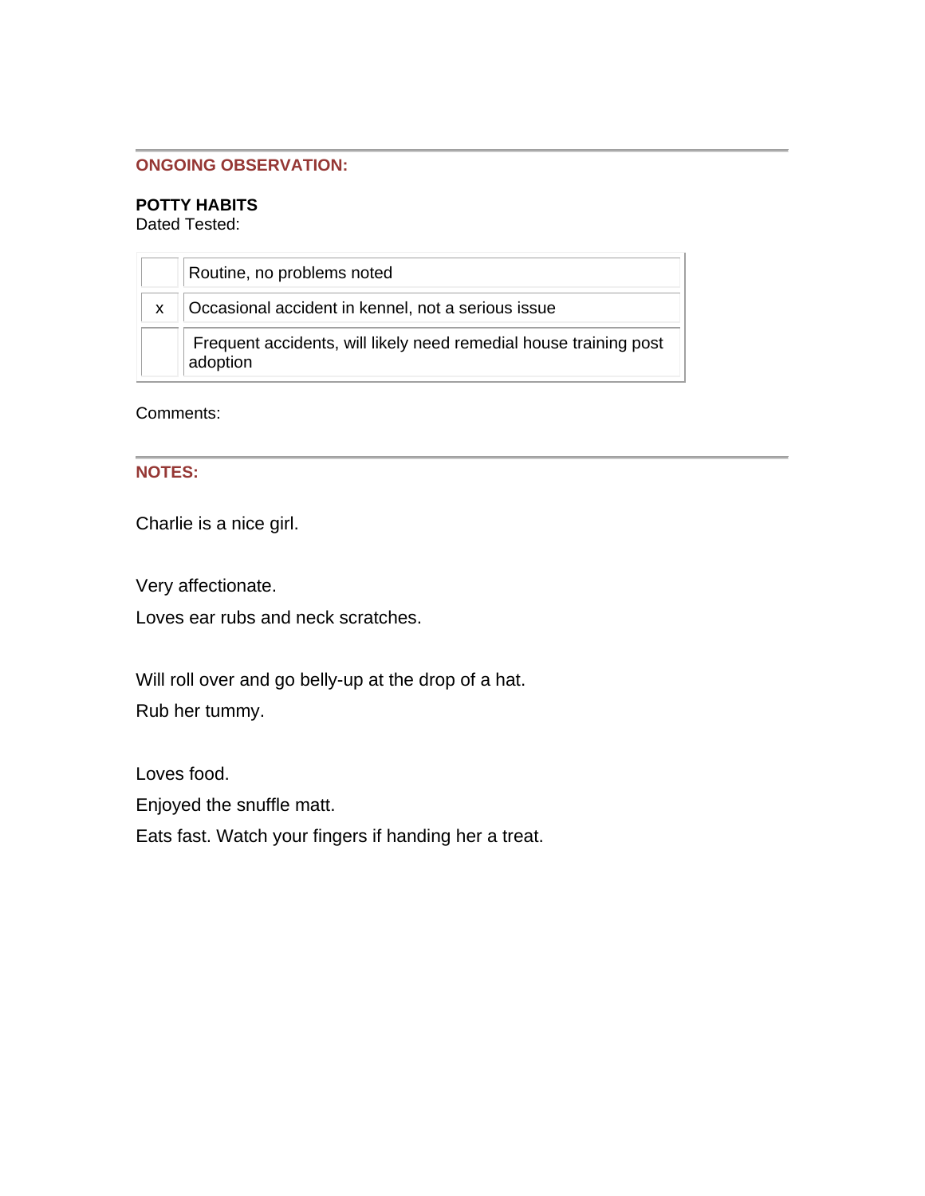## ONGOING OBSERVATION:

**POTTY HABITS**
Dated Tested:

| | |
|---|---|
| | Routine, no problems noted |
| x | Occasional accident in kennel, not a serious issue |
| | Frequent accidents, will likely need remedial house training post adoption |

Comments:

## NOTES:

Charlie is a nice girl.

Very affectionate.

Loves ear rubs and neck scratches.

Will roll over and go belly-up at the drop of a hat.

Rub her tummy.

Loves food.

Enjoyed the snuffle matt.

Eats fast. Watch your fingers if handing her a treat.